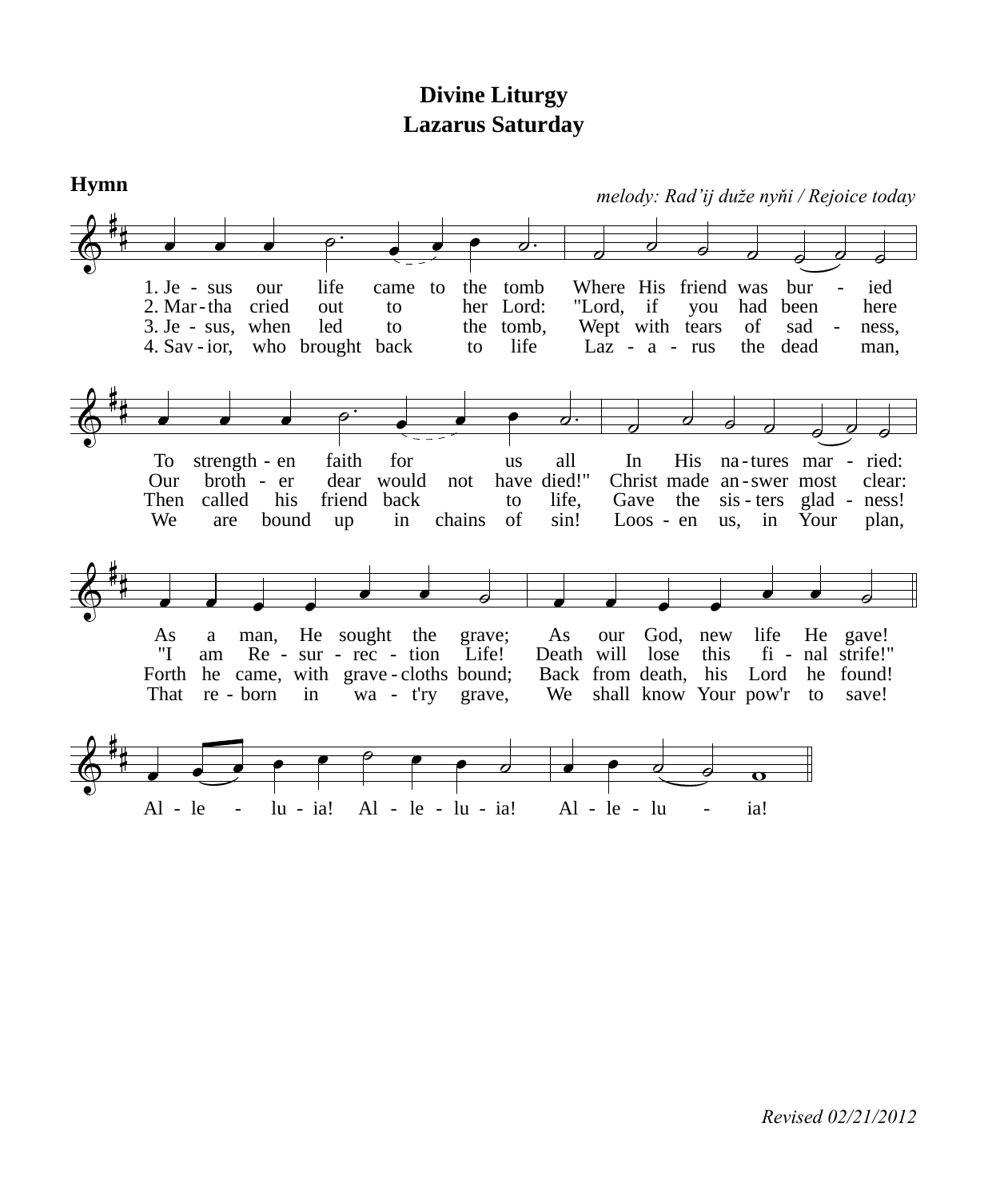# Divine Liturgy
# Lazarus Saturday

## Hymn

*melody: Rad'ij duže nyňi / Rejoice today*

1. Jesus our life came to the tomb Where His friend was buried
To strengthen faith for us all In His natures married:
As a man, He sought the grave; As our God, new life He gave!

2. Martha cried out to her Lord: "Lord, if you had been here
Our brother dear would not have died!" Christ made answer most clear:
"I am Resurrection Life! Death will lose this final strife!"

3. Jesus, when led to the tomb, Wept with tears of sadness,
Then called his friend back to life, Gave the sisters gladness!
Forth he came, with grave-cloths bound; Back from death, his Lord he found!

4. Savior, who brought back to life Lazarus the dead man,
We are bound up in chains of sin! Loosen us, in Your plan,
That reborn in wa-t'ry grave, We shall know Your pow'r to save!

Alleluia! Alleluia! Alleluia!

*Revised 02/21/2012*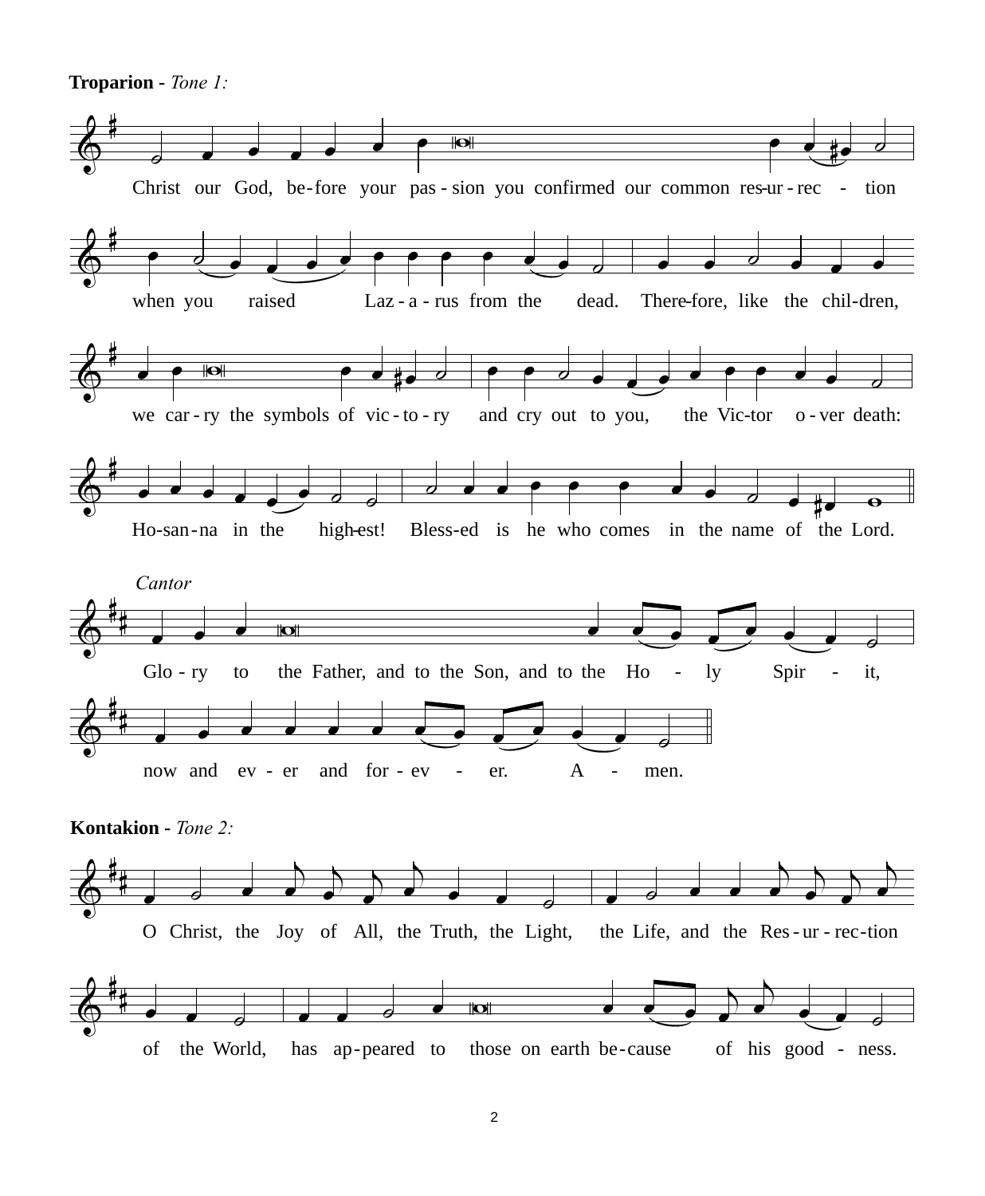**Troparion** - *Tone 1:*

Christ our God, before your passion you confirmed our common resurrection when you raised Lazarus from the dead. Therefore, like the children, we carry the symbols of victory and cry out to you, the Victor over death: Hosanna in the highest! Blessed is he who comes in the name of the Lord.

*Cantor*

Glory to the Father, and to the Son, and to the Holy Spirit, now and ever and forever. Amen.

**Kontakion** - *Tone 2:*

O Christ, the Joy of All, the Truth, the Light, the Life, and the Resurrection of the World, has appeared to those on earth because of his goodness.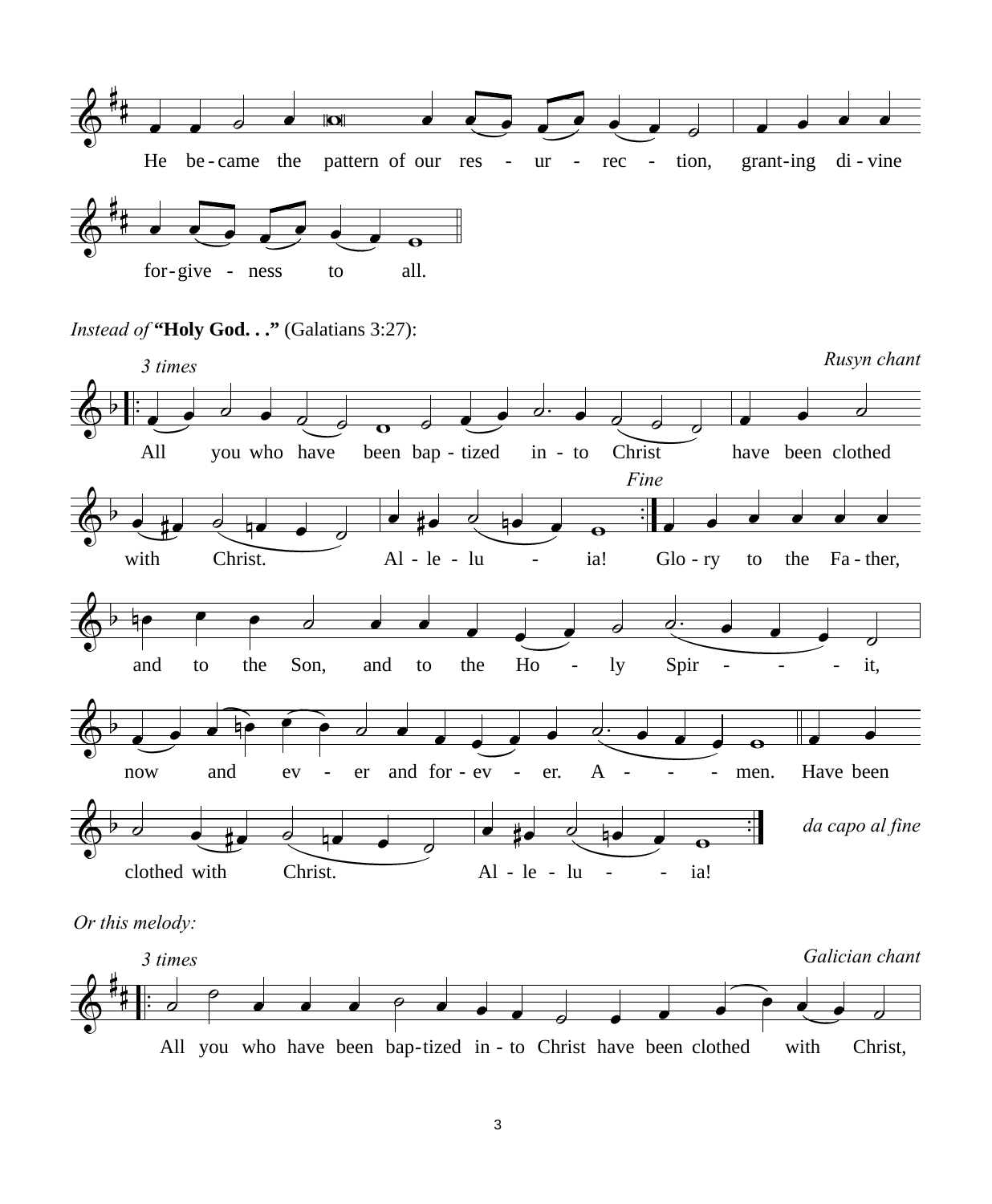He became the pattern of our resurrection, granting divine forgiveness to all.

*Instead of* **"Holy God. . ."** (Galatians 3:27):

*Rusyn chant*

*3 times*

All you who have been baptized into Christ have been clothed with Christ. Alleluia! *Fine* Glory to the Father, and to the Son, and to the Holy Spirit, now and ever and forever. Amen. Have been clothed with Christ. Alleluia! *da capo al fine*

*Or this melody:*

*Galician chant*

*3 times*

All you who have been baptized into Christ have been clothed with Christ,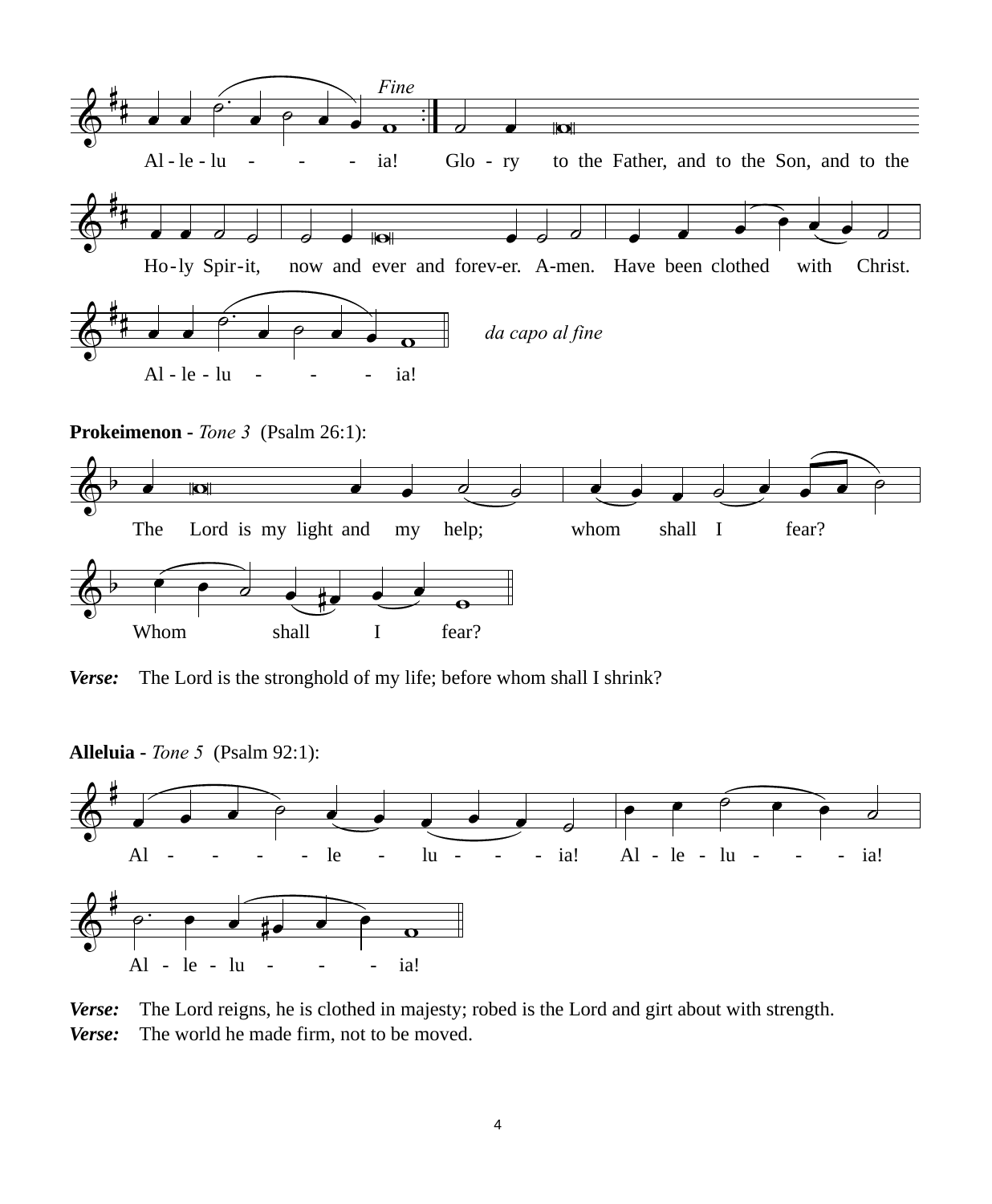*Fine*

Al - le - lu - - - ia! Glo - ry to the Father, and to the Son, and to the

Ho-ly Spir-it, now and ever and forev-er. A-men. Have been clothed with Christ.

Al - le - lu - - - ia!

*da capo al fine*

**Prokeimenon** - *Tone 3* (Psalm 26:1):

The Lord is my light and my help; whom shall I fear?

Whom shall I fear?

***Verse:*** The Lord is the stronghold of my life; before whom shall I shrink?

**Alleluia** - *Tone 5* (Psalm 92:1):

Al - - - - le - lu - - - ia! Al - le - lu - - - ia!

Al - le - lu - - - ia!

***Verse:*** The Lord reigns, he is clothed in majesty; robed is the Lord and girt about with strength.

***Verse:*** The world he made firm, not to be moved.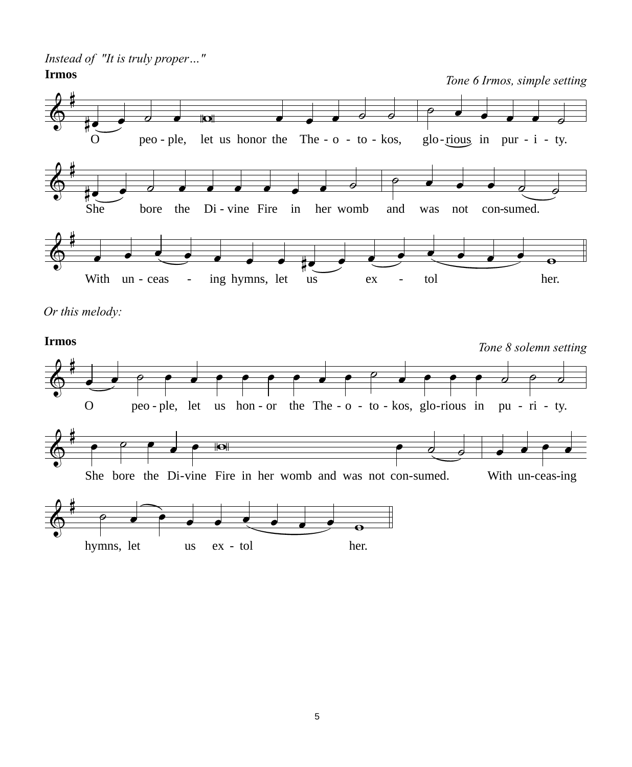*Instead of "It is truly proper…"*

**Irmos**

*Tone 6 Irmos, simple setting*

O peo - ple, let us honor the The - o - to - kos, glo - rious in pur - i - ty.

She bore the Di - vine Fire in her womb and was not con-sumed.

With un - ceas - ing hymns, let us ex - tol her.

*Or this melody:*

**Irmos**

*Tone 8 solemn setting*

O peo - ple, let us hon - or the The - o - to - kos, glo-rious in pu - ri - ty.

She bore the Di-vine Fire in her womb and was not con-sumed. With un-ceas-ing

hymns, let us ex - tol her.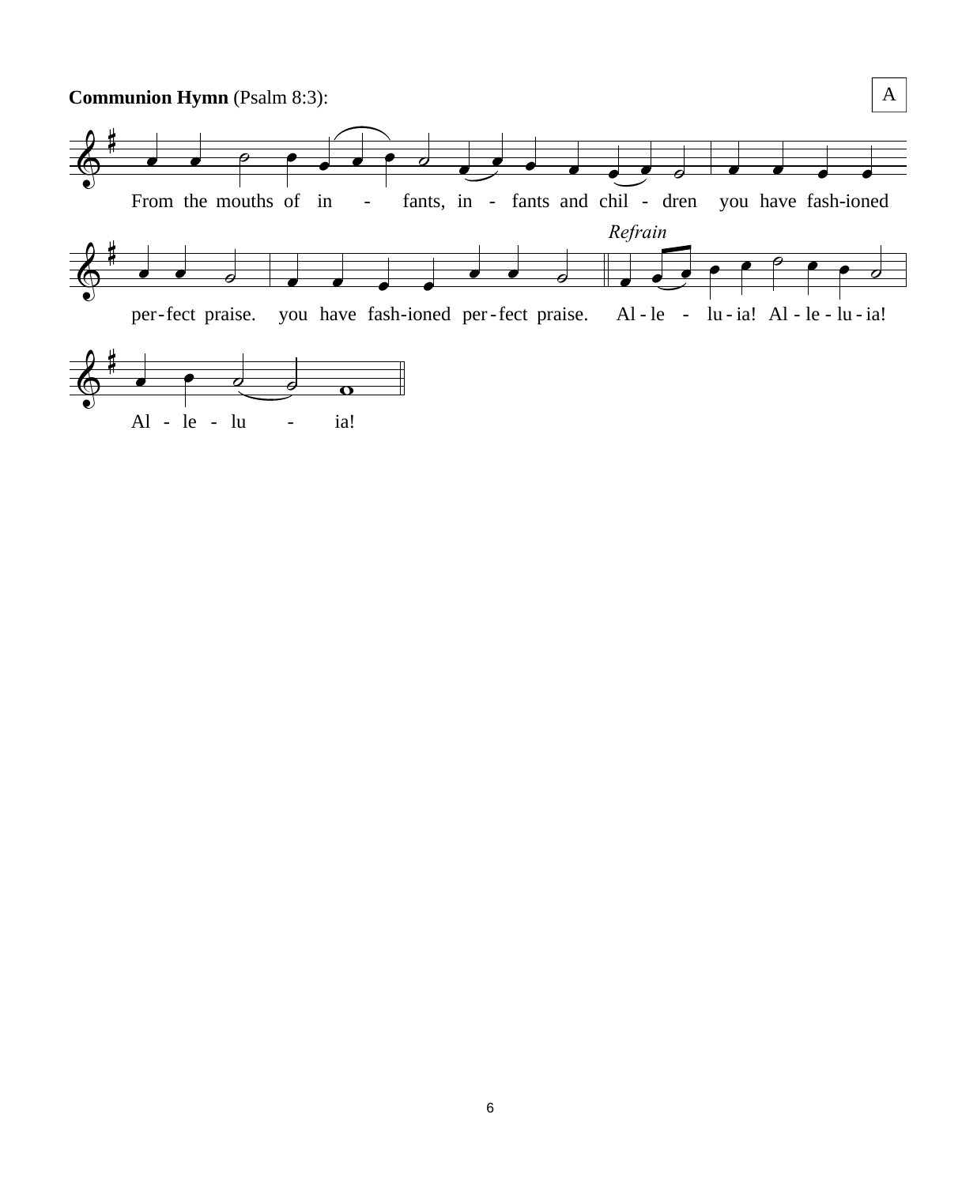**Communion Hymn** (Psalm 8:3):

A

From the mouths of in - fants, in - fants and chil - dren you have fash-ioned per-fect praise. you have fash-ioned per-fect praise.

*Refrain*

Al - le - lu - ia! Al - le - lu - ia! Al - le - lu - ia!